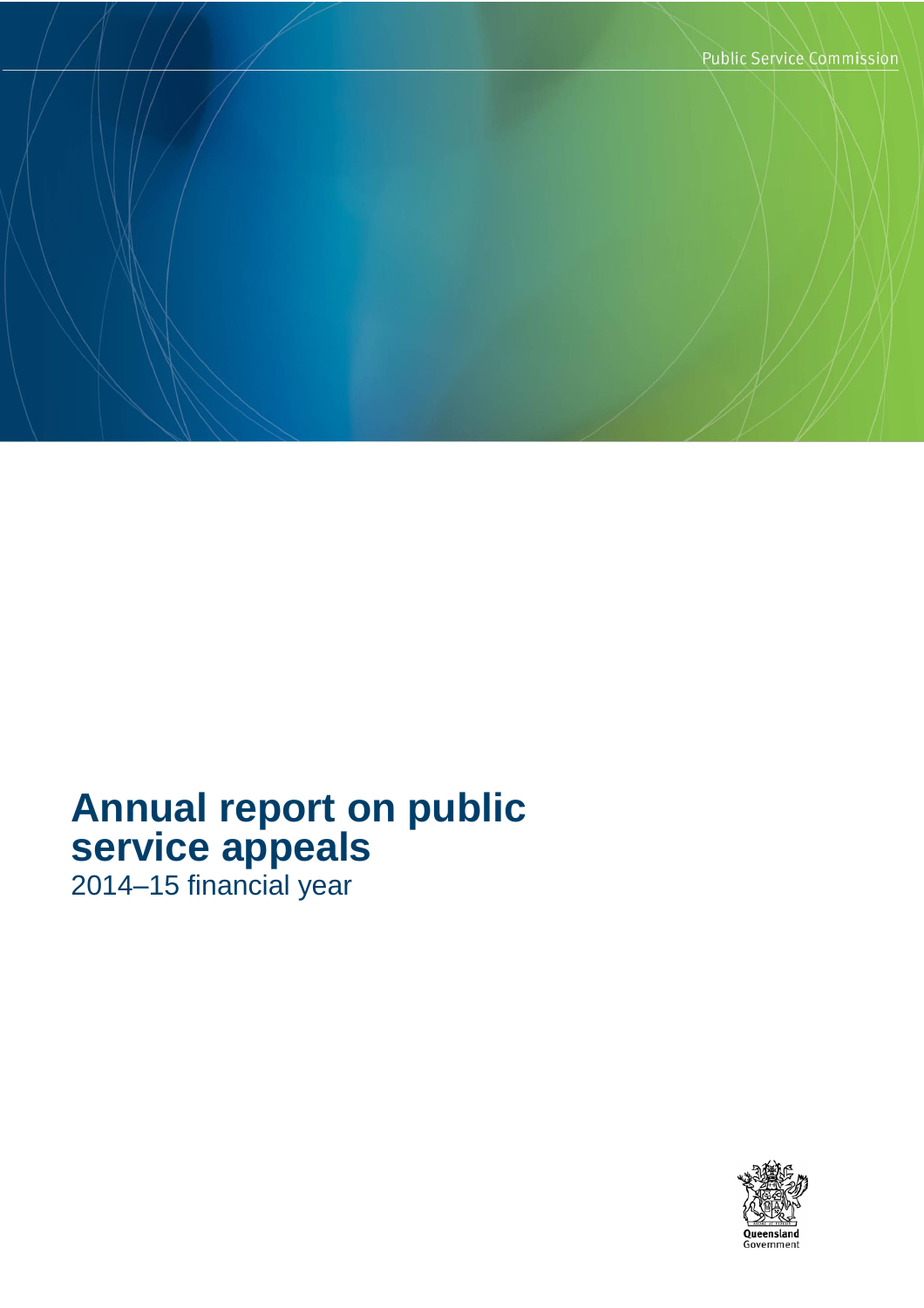Public Service Commission

# Annual report on public service appeals

2014–15 financial year

Queensland Government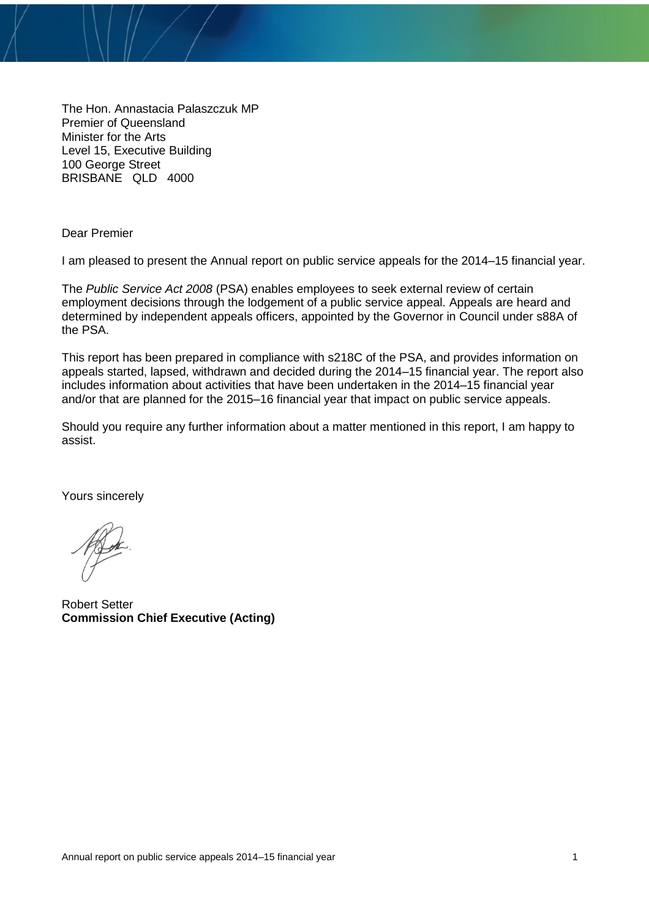The Hon. Annastacia Palaszczuk MP
Premier of Queensland
Minister for the Arts
Level 15, Executive Building
100 George Street
BRISBANE QLD 4000

Dear Premier

I am pleased to present the Annual report on public service appeals for the 2014–15 financial year.

The *Public Service Act 2008* (PSA) enables employees to seek external review of certain employment decisions through the lodgement of a public service appeal. Appeals are heard and determined by independent appeals officers, appointed by the Governor in Council under s88A of the PSA.

This report has been prepared in compliance with s218C of the PSA, and provides information on appeals started, lapsed, withdrawn and decided during the 2014–15 financial year. The report also includes information about activities that have been undertaken in the 2014–15 financial year and/or that are planned for the 2015–16 financial year that impact on public service appeals.

Should you require any further information about a matter mentioned in this report, I am happy to assist.

Yours sincerely

Robert Setter
**Commission Chief Executive (Acting)**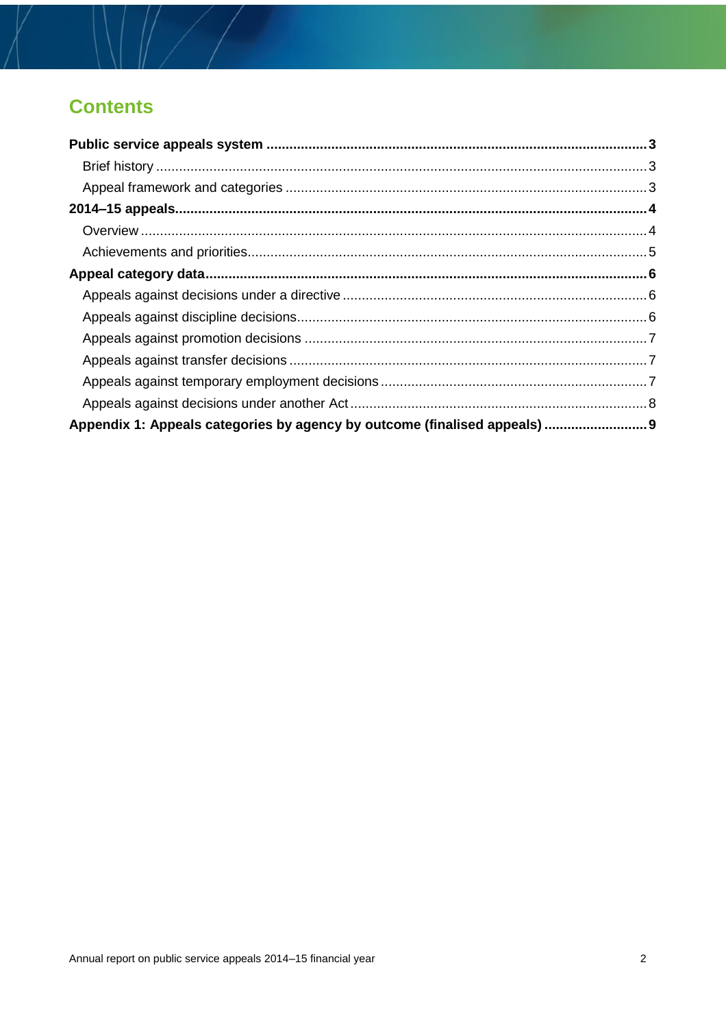## Contents

**Public service appeals system .......... 3**

- Brief history .......... 3
- Appeal framework and categories .......... 3

**2014–15 appeals .......... 4**

- Overview .......... 4
- Achievements and priorities .......... 5

**Appeal category data .......... 6**

- Appeals against decisions under a directive .......... 6
- Appeals against discipline decisions .......... 6
- Appeals against promotion decisions .......... 7
- Appeals against transfer decisions .......... 7
- Appeals against temporary employment decisions .......... 7
- Appeals against decisions under another Act .......... 8

**Appendix 1: Appeals categories by agency by outcome (finalised appeals) .......... 9**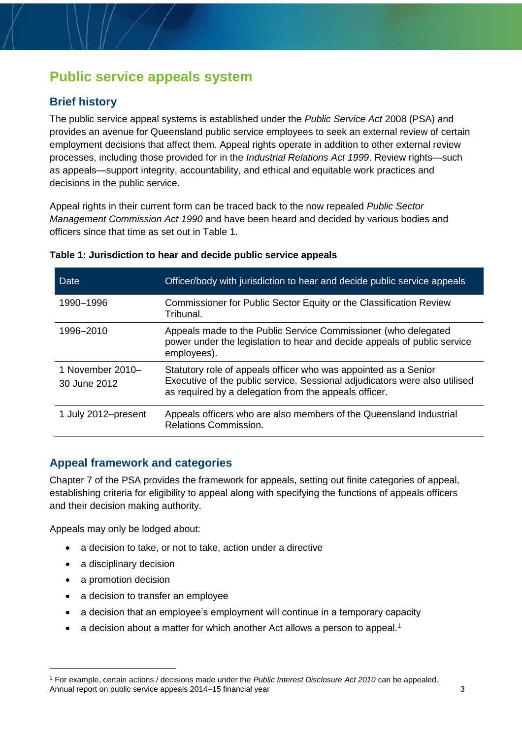# Public service appeals system

## Brief history

The public service appeal systems is established under the *Public Service Act* 2008 (PSA) and provides an avenue for Queensland public service employees to seek an external review of certain employment decisions that affect them. Appeal rights operate in addition to other external review processes, including those provided for in the *Industrial Relations Act 1999*. Review rights—such as appeals—support integrity, accountability, and ethical and equitable work practices and decisions in the public service.

Appeal rights in their current form can be traced back to the now repealed *Public Sector Management Commission Act 1990* and have been heard and decided by various bodies and officers since that time as set out in Table 1.

**Table 1: Jurisdiction to hear and decide public service appeals**

| Date | Officer/body with jurisdiction to hear and decide public service appeals |
|---|---|
| 1990–1996 | Commissioner for Public Sector Equity or the Classification Review Tribunal. |
| 1996–2010 | Appeals made to the Public Service Commissioner (who delegated power under the legislation to hear and decide appeals of public service employees). |
| 1 November 2010–30 June 2012 | Statutory role of appeals officer who was appointed as a Senior Executive of the public service. Sessional adjudicators were also utilised as required by a delegation from the appeals officer. |
| 1 July 2012–present | Appeals officers who are also members of the Queensland Industrial Relations Commission. |

## Appeal framework and categories

Chapter 7 of the PSA provides the framework for appeals, setting out finite categories of appeal, establishing criteria for eligibility to appeal along with specifying the functions of appeals officers and their decision making authority.

Appeals may only be lodged about:

- a decision to take, or not to take, action under a directive
- a disciplinary decision
- a promotion decision
- a decision to transfer an employee
- a decision that an employee's employment will continue in a temporary capacity
- a decision about a matter for which another Act allows a person to appeal.[1]

[1] For example, certain actions / decisions made under the *Public Interest Disclosure Act 2010* can be appealed.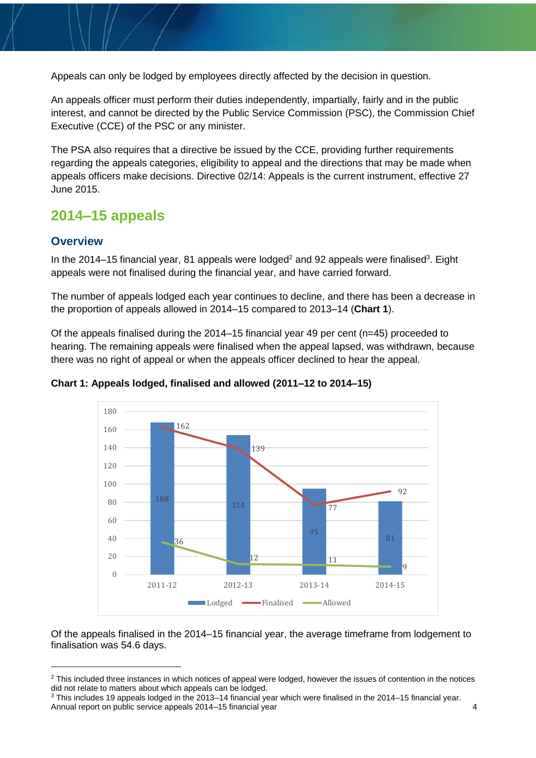Appeals can only be lodged by employees directly affected by the decision in question.

An appeals officer must perform their duties independently, impartially, fairly and in the public interest, and cannot be directed by the Public Service Commission (PSC), the Commission Chief Executive (CCE) of the PSC or any minister.

The PSA also requires that a directive be issued by the CCE, providing further requirements regarding the appeals categories, eligibility to appeal and the directions that may be made when appeals officers make decisions. Directive 02/14: Appeals is the current instrument, effective 27 June 2015.

# 2014–15 appeals

## Overview

In the 2014–15 financial year, 81 appeals were lodged[2] and 92 appeals were finalised[3]. Eight appeals were not finalised during the financial year, and have carried forward.

The number of appeals lodged each year continues to decline, and there has been a decrease in the proportion of appeals allowed in 2014–15 compared to 2013–14 (**Chart 1**).

Of the appeals finalised during the 2014–15 financial year 49 per cent (n=45) proceeded to hearing. The remaining appeals were finalised when the appeal lapsed, was withdrawn, because there was no right of appeal or when the appeals officer declined to hear the appeal.

**Chart 1: Appeals lodged, finalised and allowed (2011–12 to 2014–15)**

| Year | Lodged | Finalised | Allowed |
|---|---|---|---|
| 2011-12 | 168 | 162 | 36 |
| 2012-13 | 154 | 139 | 12 |
| 2013-14 | 95 | 77 | 11 |
| 2014-15 | 81 | 92 | 9 |

Of the appeals finalised in the 2014–15 financial year, the average timeframe from lodgement to finalisation was 54.6 days.

---

[2] This included three instances in which notices of appeal were lodged, however the issues of contention in the notices did not relate to matters about which appeals can be lodged.

[3] This includes 19 appeals lodged in the 2013–14 financial year which were finalised in the 2014–15 financial year.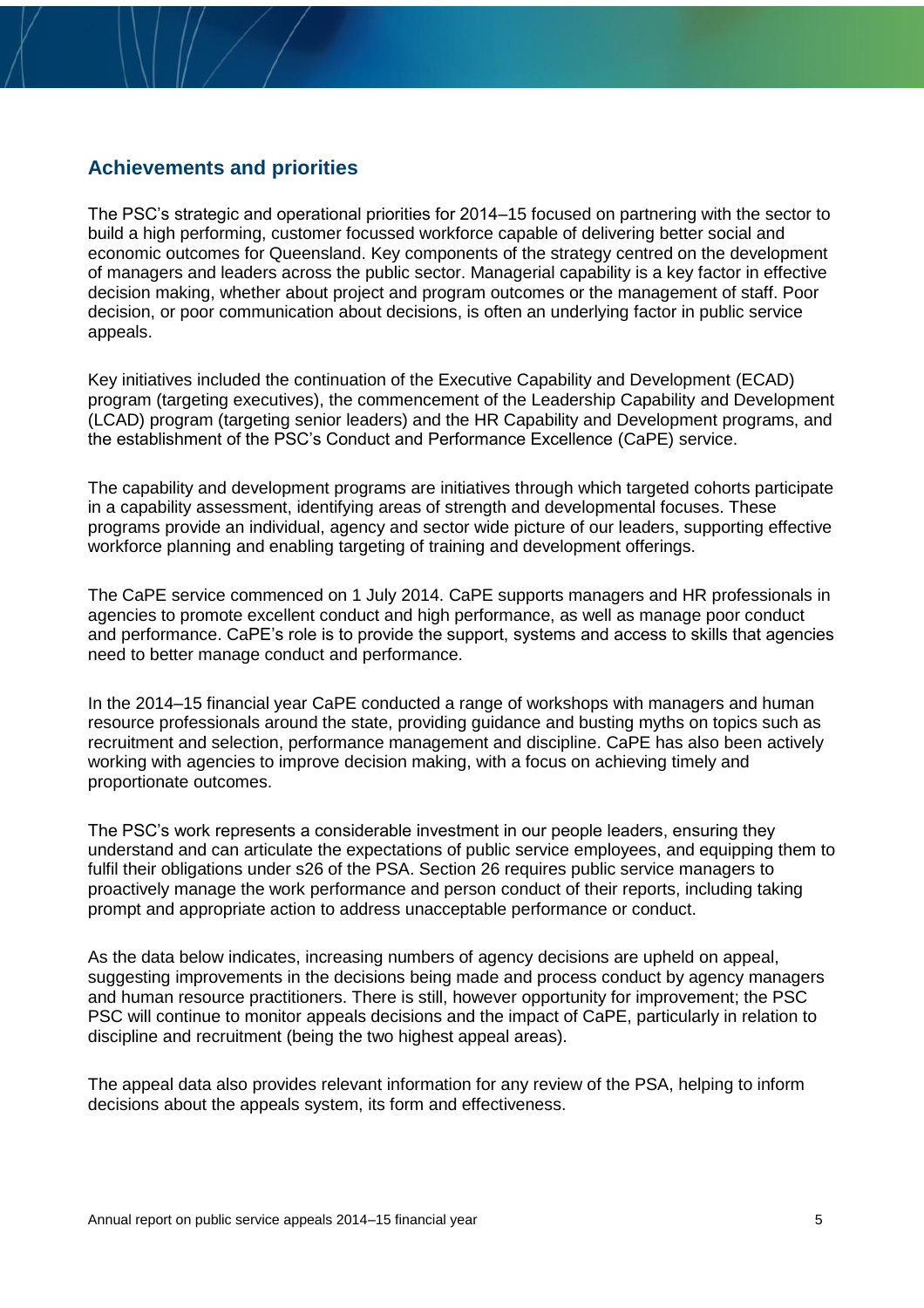## Achievements and priorities

The PSC's strategic and operational priorities for 2014–15 focused on partnering with the sector to build a high performing, customer focussed workforce capable of delivering better social and economic outcomes for Queensland. Key components of the strategy centred on the development of managers and leaders across the public sector. Managerial capability is a key factor in effective decision making, whether about project and program outcomes or the management of staff. Poor decision, or poor communication about decisions, is often an underlying factor in public service appeals.

Key initiatives included the continuation of the Executive Capability and Development (ECAD) program (targeting executives), the commencement of the Leadership Capability and Development (LCAD) program (targeting senior leaders) and the HR Capability and Development programs, and the establishment of the PSC's Conduct and Performance Excellence (CaPE) service.

The capability and development programs are initiatives through which targeted cohorts participate in a capability assessment, identifying areas of strength and developmental focuses. These programs provide an individual, agency and sector wide picture of our leaders, supporting effective workforce planning and enabling targeting of training and development offerings.

The CaPE service commenced on 1 July 2014. CaPE supports managers and HR professionals in agencies to promote excellent conduct and high performance, as well as manage poor conduct and performance. CaPE's role is to provide the support, systems and access to skills that agencies need to better manage conduct and performance.

In the 2014–15 financial year CaPE conducted a range of workshops with managers and human resource professionals around the state, providing guidance and busting myths on topics such as recruitment and selection, performance management and discipline. CaPE has also been actively working with agencies to improve decision making, with a focus on achieving timely and proportionate outcomes.

The PSC's work represents a considerable investment in our people leaders, ensuring they understand and can articulate the expectations of public service employees, and equipping them to fulfil their obligations under s26 of the PSA. Section 26 requires public service managers to proactively manage the work performance and person conduct of their reports, including taking prompt and appropriate action to address unacceptable performance or conduct.

As the data below indicates, increasing numbers of agency decisions are upheld on appeal, suggesting improvements in the decisions being made and process conduct by agency managers and human resource practitioners. There is still, however opportunity for improvement; the PSC PSC will continue to monitor appeals decisions and the impact of CaPE, particularly in relation to discipline and recruitment (being the two highest appeal areas).

The appeal data also provides relevant information for any review of the PSA, helping to inform decisions about the appeals system, its form and effectiveness.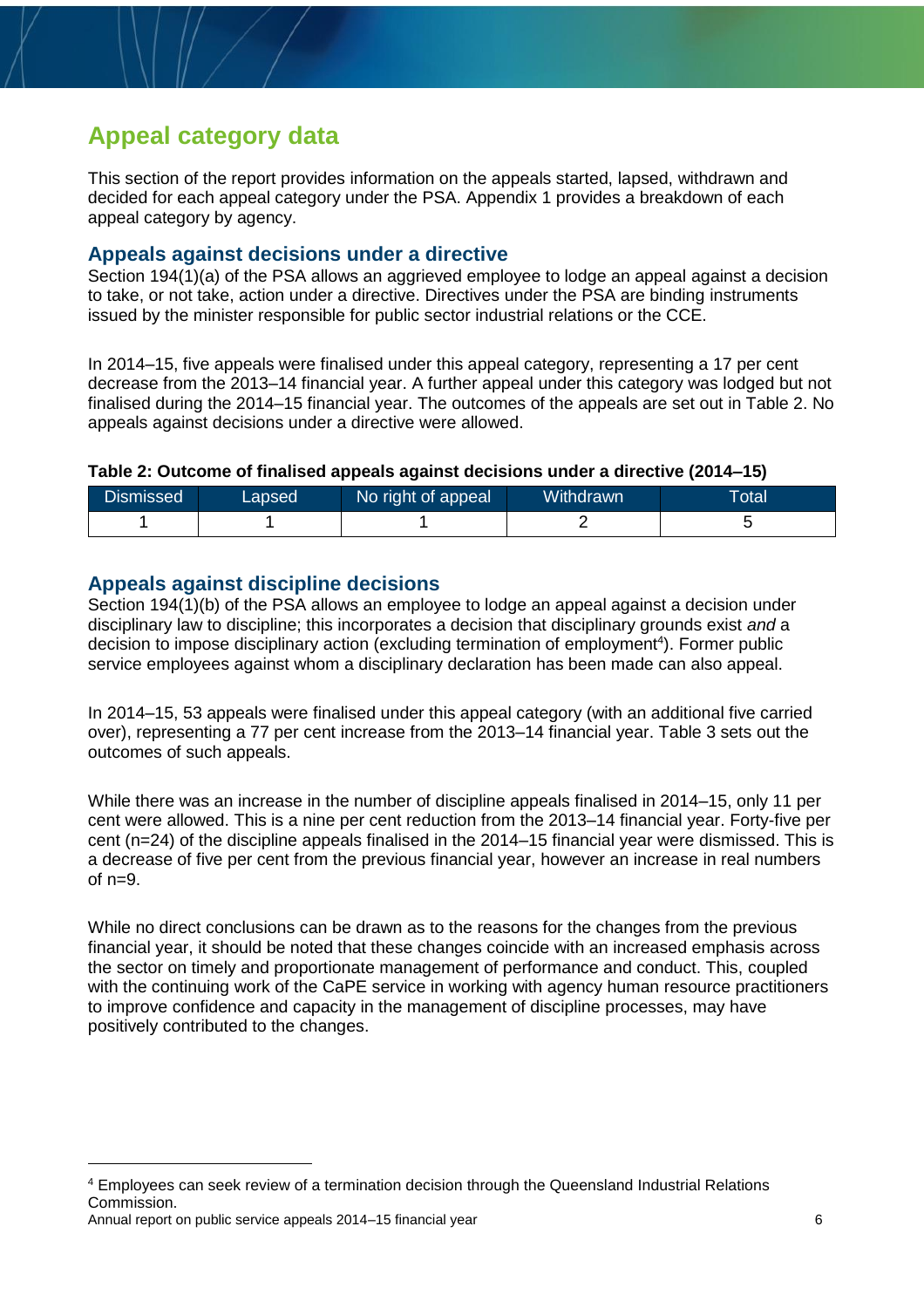## Appeal category data

This section of the report provides information on the appeals started, lapsed, withdrawn and decided for each appeal category under the PSA. Appendix 1 provides a breakdown of each appeal category by agency.

### Appeals against decisions under a directive

Section 194(1)(a) of the PSA allows an aggrieved employee to lodge an appeal against a decision to take, or not take, action under a directive. Directives under the PSA are binding instruments issued by the minister responsible for public sector industrial relations or the CCE.

In 2014–15, five appeals were finalised under this appeal category, representing a 17 per cent decrease from the 2013–14 financial year. A further appeal under this category was lodged but not finalised during the 2014–15 financial year. The outcomes of the appeals are set out in Table 2. No appeals against decisions under a directive were allowed.

**Table 2: Outcome of finalised appeals against decisions under a directive (2014–15)**

| Dismissed | Lapsed | No right of appeal | Withdrawn | Total |
|---|---|---|---|---|
| 1 | 1 | 1 | 2 | 5 |

### Appeals against discipline decisions

Section 194(1)(b) of the PSA allows an employee to lodge an appeal against a decision under disciplinary law to discipline; this incorporates a decision that disciplinary grounds exist *and* a decision to impose disciplinary action (excluding termination of employment[4]). Former public service employees against whom a disciplinary declaration has been made can also appeal.

In 2014–15, 53 appeals were finalised under this appeal category (with an additional five carried over), representing a 77 per cent increase from the 2013–14 financial year. Table 3 sets out the outcomes of such appeals.

While there was an increase in the number of discipline appeals finalised in 2014–15, only 11 per cent were allowed. This is a nine per cent reduction from the 2013–14 financial year. Forty-five per cent (n=24) of the discipline appeals finalised in the 2014–15 financial year were dismissed. This is a decrease of five per cent from the previous financial year, however an increase in real numbers of n=9.

While no direct conclusions can be drawn as to the reasons for the changes from the previous financial year, it should be noted that these changes coincide with an increased emphasis across the sector on timely and proportionate management of performance and conduct. This, coupled with the continuing work of the CaPE service in working with agency human resource practitioners to improve confidence and capacity in the management of discipline processes, may have positively contributed to the changes.

---

[4] Employees can seek review of a termination decision through the Queensland Industrial Relations Commission.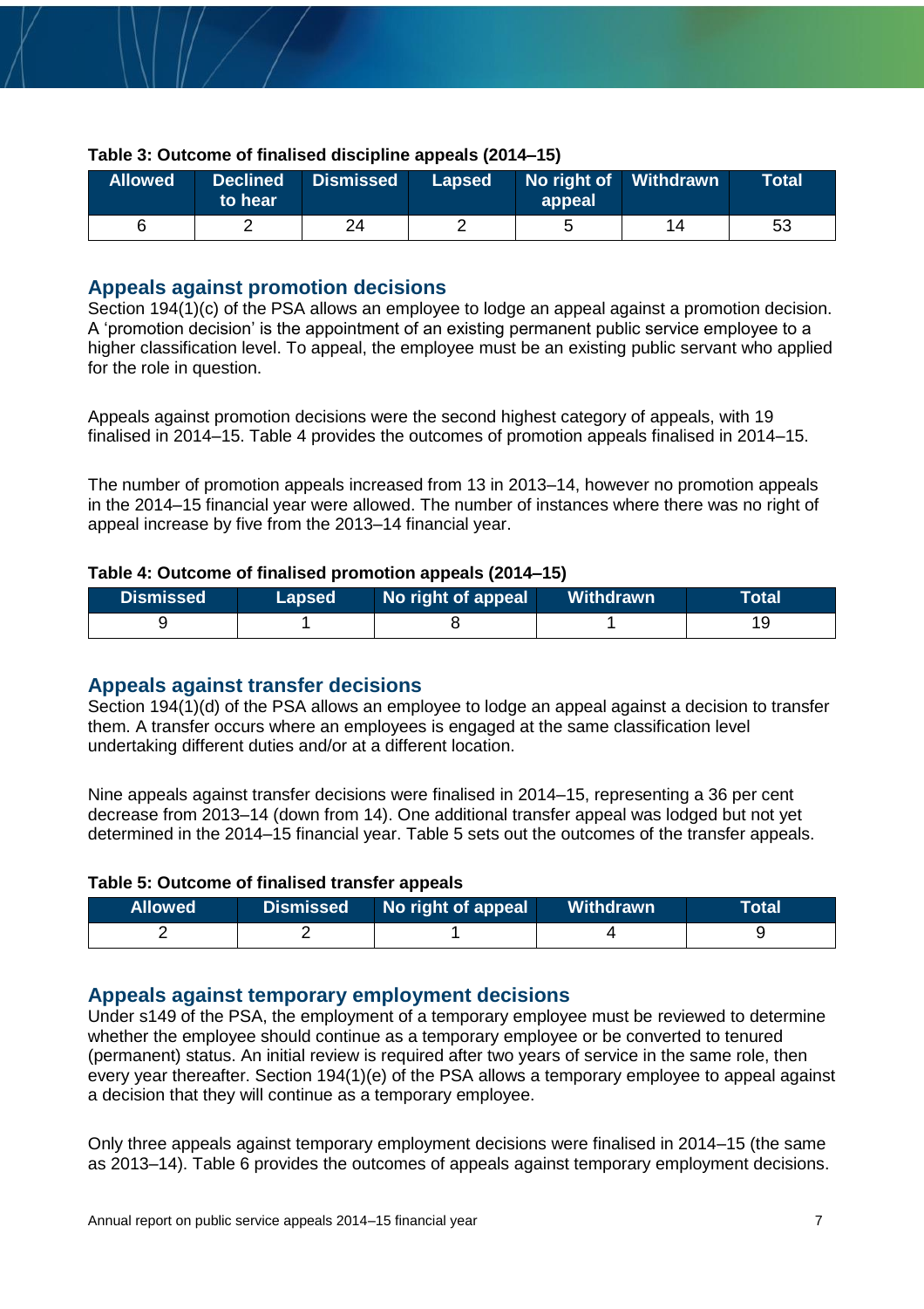**Table 3: Outcome of finalised discipline appeals (2014–15)**

| Allowed | Declined to hear | Dismissed | Lapsed | No right of appeal | Withdrawn | Total |
|---|---|---|---|---|---|---|
| 6 | 2 | 24 | 2 | 5 | 14 | 53 |

## Appeals against promotion decisions

Section 194(1)(c) of the PSA allows an employee to lodge an appeal against a promotion decision. A 'promotion decision' is the appointment of an existing permanent public service employee to a higher classification level. To appeal, the employee must be an existing public servant who applied for the role in question.

Appeals against promotion decisions were the second highest category of appeals, with 19 finalised in 2014–15. Table 4 provides the outcomes of promotion appeals finalised in 2014–15.

The number of promotion appeals increased from 13 in 2013–14, however no promotion appeals in the 2014–15 financial year were allowed. The number of instances where there was no right of appeal increase by five from the 2013–14 financial year.

**Table 4: Outcome of finalised promotion appeals (2014–15)**

| Dismissed | Lapsed | No right of appeal | Withdrawn | Total |
|---|---|---|---|---|
| 9 | 1 | 8 | 1 | 19 |

## Appeals against transfer decisions

Section 194(1)(d) of the PSA allows an employee to lodge an appeal against a decision to transfer them. A transfer occurs where an employees is engaged at the same classification level undertaking different duties and/or at a different location.

Nine appeals against transfer decisions were finalised in 2014–15, representing a 36 per cent decrease from 2013–14 (down from 14). One additional transfer appeal was lodged but not yet determined in the 2014–15 financial year. Table 5 sets out the outcomes of the transfer appeals.

**Table 5: Outcome of finalised transfer appeals**

| Allowed | Dismissed | No right of appeal | Withdrawn | Total |
|---|---|---|---|---|
| 2 | 2 | 1 | 4 | 9 |

## Appeals against temporary employment decisions

Under s149 of the PSA, the employment of a temporary employee must be reviewed to determine whether the employee should continue as a temporary employee or be converted to tenured (permanent) status. An initial review is required after two years of service in the same role, then every year thereafter. Section 194(1)(e) of the PSA allows a temporary employee to appeal against a decision that they will continue as a temporary employee.

Only three appeals against temporary employment decisions were finalised in 2014–15 (the same as 2013–14). Table 6 provides the outcomes of appeals against temporary employment decisions.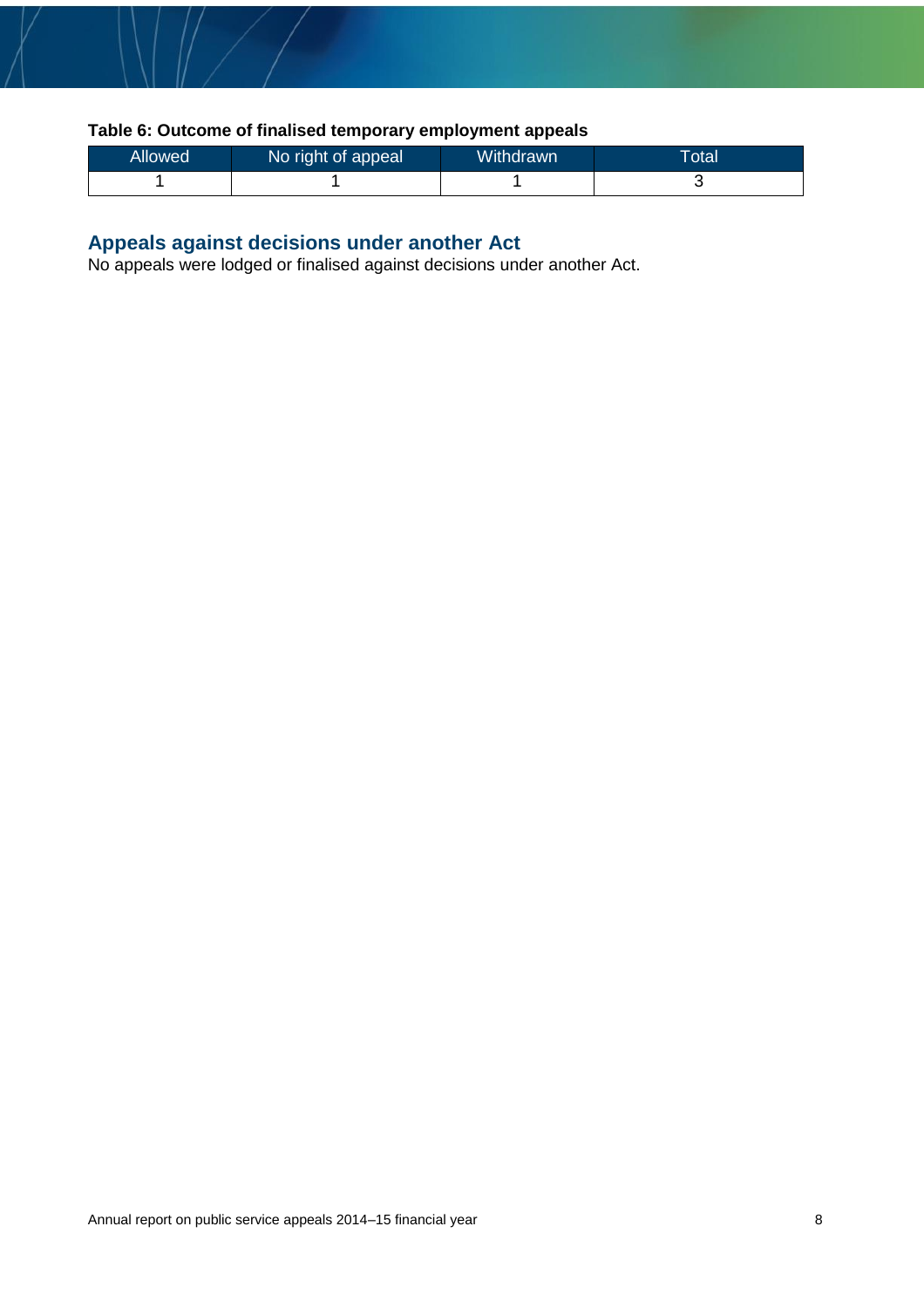**Table 6: Outcome of finalised temporary employment appeals**

| Allowed | No right of appeal | Withdrawn | Total |
|---|---|---|---|
| 1 | 1 | 1 | 3 |

## Appeals against decisions under another Act

No appeals were lodged or finalised against decisions under another Act.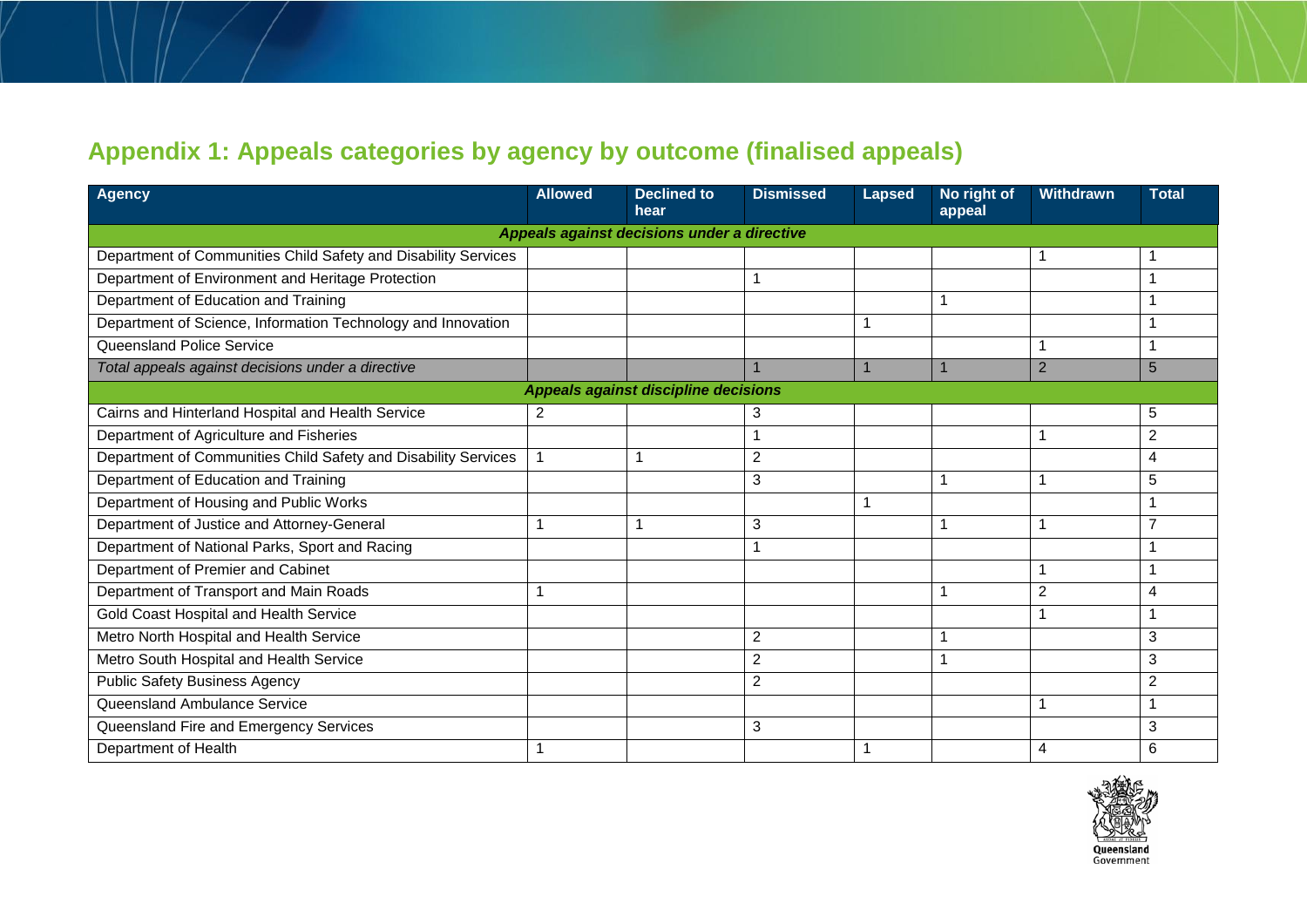## Appendix 1: Appeals categories by agency by outcome (finalised appeals)

| Agency | Allowed | Declined to hear | Dismissed | Lapsed | No right of appeal | Withdrawn | Total |
|---|---|---|---|---|---|---|---|
| ***Appeals against decisions under a directive*** | | | | | | | |
| Department of Communities Child Safety and Disability Services | | | | | | 1 | 1 |
| Department of Environment and Heritage Protection | | | 1 | | | | 1 |
| Department of Education and Training | | | | | 1 | | 1 |
| Department of Science, Information Technology and Innovation | | | | 1 | | | 1 |
| Queensland Police Service | | | | | | 1 | 1 |
| *Total appeals against decisions under a directive* | | | 1 | 1 | 1 | 2 | 5 |
| ***Appeals against discipline decisions*** | | | | | | | |
| Cairns and Hinterland Hospital and Health Service | 2 | | 3 | | | | 5 |
| Department of Agriculture and Fisheries | | | 1 | | | 1 | 2 |
| Department of Communities Child Safety and Disability Services | 1 | 1 | 2 | | | | 4 |
| Department of Education and Training | | | 3 | | 1 | 1 | 5 |
| Department of Housing and Public Works | | | | 1 | | | 1 |
| Department of Justice and Attorney-General | 1 | 1 | 3 | | 1 | 1 | 7 |
| Department of National Parks, Sport and Racing | | | 1 | | | | 1 |
| Department of Premier and Cabinet | | | | | | 1 | 1 |
| Department of Transport and Main Roads | 1 | | | | 1 | 2 | 4 |
| Gold Coast Hospital and Health Service | | | | | | 1 | 1 |
| Metro North Hospital and Health Service | | | 2 | | 1 | | 3 |
| Metro South Hospital and Health Service | | | 2 | | 1 | | 3 |
| Public Safety Business Agency | | | 2 | | | | 2 |
| Queensland Ambulance Service | | | | | | 1 | 1 |
| Queensland Fire and Emergency Services | | | 3 | | | | 3 |
| Department of Health | 1 | | | 1 | | 4 | 6 |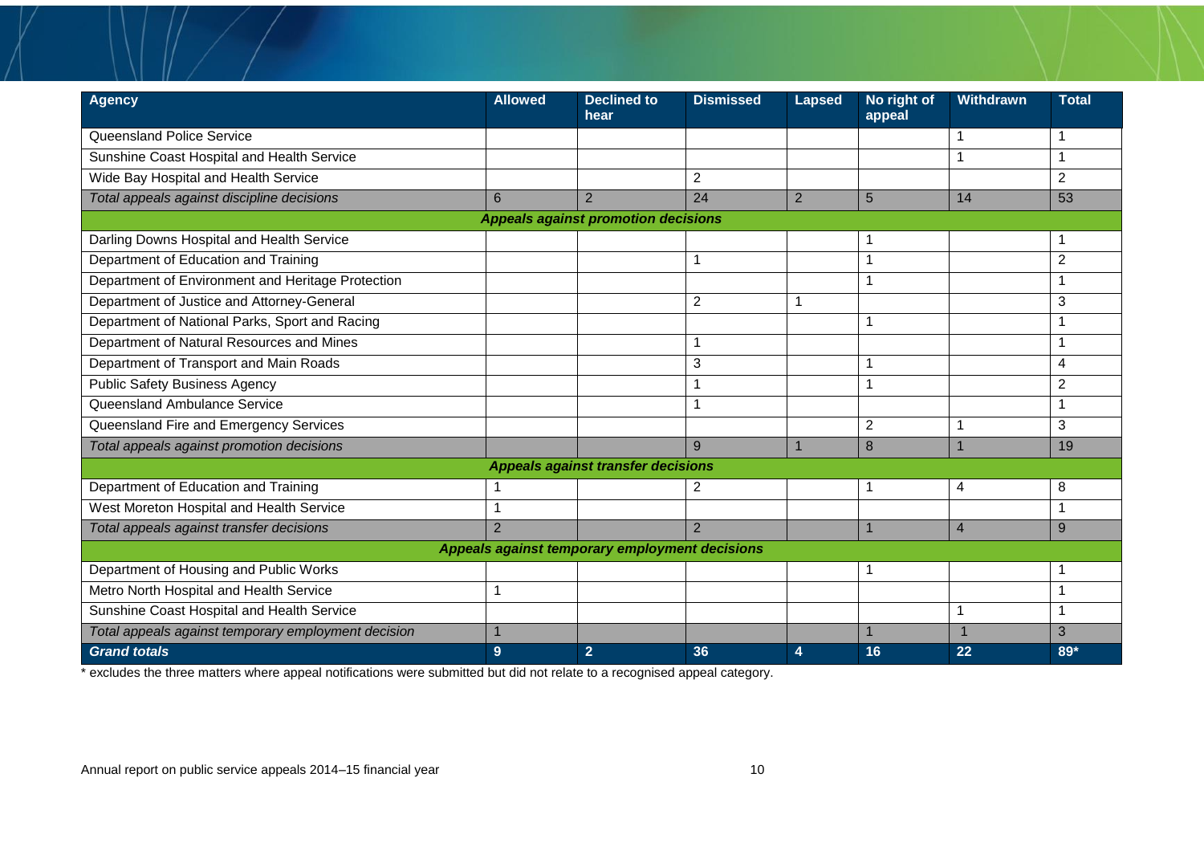| Agency | Allowed | Declined to hear | Dismissed | Lapsed | No right of appeal | Withdrawn | Total |
|---|---|---|---|---|---|---|---|
| Queensland Police Service | | | | | | 1 | 1 |
| Sunshine Coast Hospital and Health Service | | | | | | 1 | 1 |
| Wide Bay Hospital and Health Service | | | 2 | | | | 2 |
| *Total appeals against discipline decisions* | 6 | 2 | 24 | 2 | 5 | 14 | 53 |
| ***Appeals against promotion decisions*** | | | | | | | |
| Darling Downs Hospital and Health Service | | | | | 1 | | 1 |
| Department of Education and Training | | | 1 | | 1 | | 2 |
| Department of Environment and Heritage Protection | | | | | 1 | | 1 |
| Department of Justice and Attorney-General | | | 2 | 1 | | | 3 |
| Department of National Parks, Sport and Racing | | | | | 1 | | 1 |
| Department of Natural Resources and Mines | | | 1 | | | | 1 |
| Department of Transport and Main Roads | | | 3 | | 1 | | 4 |
| Public Safety Business Agency | | | 1 | | 1 | | 2 |
| Queensland Ambulance Service | | | 1 | | | | 1 |
| Queensland Fire and Emergency Services | | | | | 2 | 1 | 3 |
| *Total appeals against promotion decisions* | | | 9 | 1 | 8 | 1 | 19 |
| ***Appeals against transfer decisions*** | | | | | | | |
| Department of Education and Training | 1 | | 2 | | 1 | 4 | 8 |
| West Moreton Hospital and Health Service | 1 | | | | | | 1 |
| *Total appeals against transfer decisions* | 2 | | 2 | | 1 | 4 | 9 |
| ***Appeals against temporary employment decisions*** | | | | | | | |
| Department of Housing and Public Works | | | | | 1 | | 1 |
| Metro North Hospital and Health Service | 1 | | | | | | 1 |
| Sunshine Coast Hospital and Health Service | | | | | | 1 | 1 |
| *Total appeals against temporary employment decision* | 1 | | | | 1 | 1 | 3 |
| ***Grand totals*** | **9** | **2** | **36** | **4** | **16** | **22** | **89*** |

* excludes the three matters where appeal notifications were submitted but did not relate to a recognised appeal category.